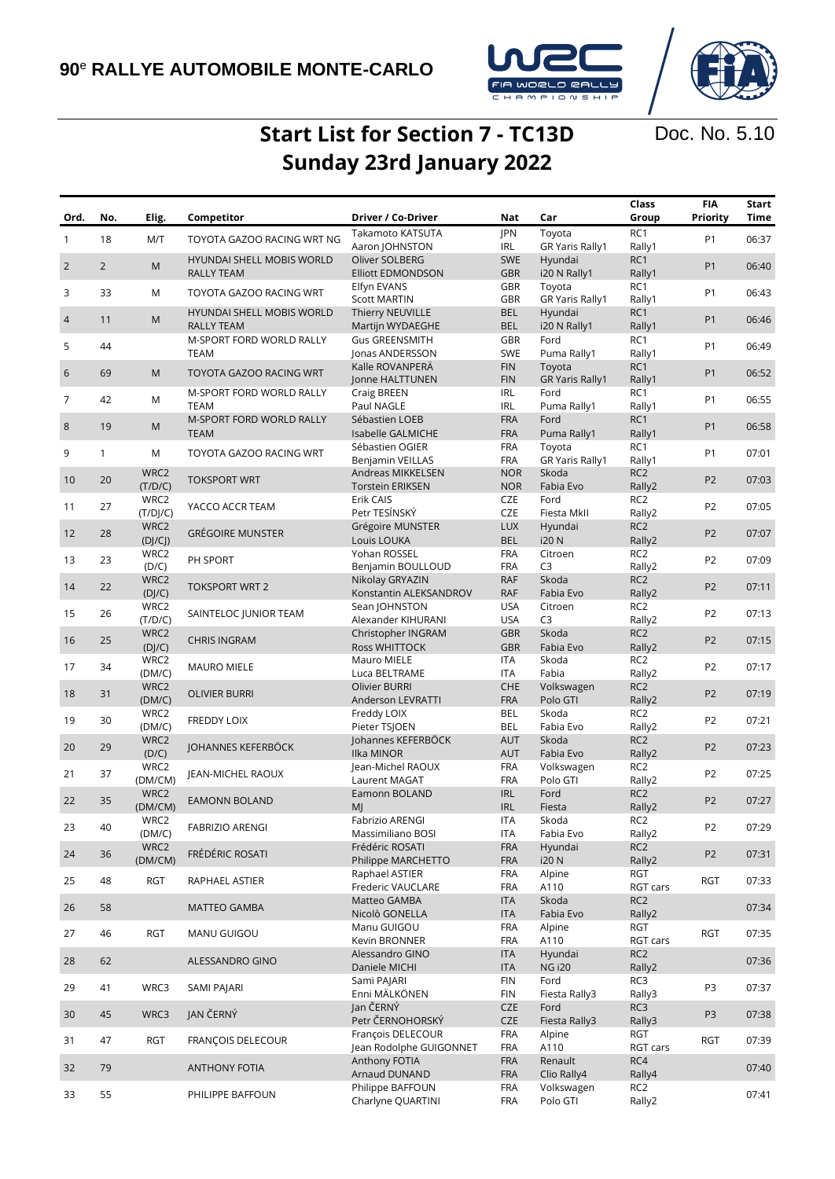# 90[e] RALLYE AUTOMOBILE MONTE-CARLO

## Start List for Section 7 - TC13D
## Sunday 23rd January 2022

Doc. No. 5.10

| Ord. | No. | Elig. | Competitor | Driver / Co-Driver | Nat | Car | Class Group | FIA Priority | Start Time |
|---|---|---|---|---|---|---|---|---|---|
| 1 | 18 | M/T | TOYOTA GAZOO RACING WRT NG | Takamoto KATSUTA<br>Aaron JOHNSTON | JPN<br>IRL | Toyota<br>GR Yaris Rally1 | RC1<br>Rally1 | P1 | 06:37 |
| 2 | 2 | M | HYUNDAI SHELL MOBIS WORLD RALLY TEAM | Oliver SOLBERG<br>Elliott EDMONDSON | SWE<br>GBR | Hyundai<br>i20 N Rally1 | RC1<br>Rally1 | P1 | 06:40 |
| 3 | 33 | M | TOYOTA GAZOO RACING WRT | Elfyn EVANS<br>Scott MARTIN | GBR<br>GBR | Toyota<br>GR Yaris Rally1 | RC1<br>Rally1 | P1 | 06:43 |
| 4 | 11 | M | HYUNDAI SHELL MOBIS WORLD RALLY TEAM | Thierry NEUVILLE<br>Martijn WYDAEGHE | BEL<br>BEL | Hyundai<br>i20 N Rally1 | RC1<br>Rally1 | P1 | 06:46 |
| 5 | 44 | | M-SPORT FORD WORLD RALLY TEAM | Gus GREENSMITH<br>Jonas ANDERSSON | GBR<br>SWE | Ford<br>Puma Rally1 | RC1<br>Rally1 | P1 | 06:49 |
| 6 | 69 | M | TOYOTA GAZOO RACING WRT | Kalle ROVANPERÄ<br>Jonne HALTTUNEN | FIN<br>FIN | Toyota<br>GR Yaris Rally1 | RC1<br>Rally1 | P1 | 06:52 |
| 7 | 42 | M | M-SPORT FORD WORLD RALLY TEAM | Craig BREEN<br>Paul NAGLE | IRL<br>IRL | Ford<br>Puma Rally1 | RC1<br>Rally1 | P1 | 06:55 |
| 8 | 19 | M | M-SPORT FORD WORLD RALLY TEAM | Sébastien LOEB<br>Isabelle GALMICHE | FRA<br>FRA | Ford<br>Puma Rally1 | RC1<br>Rally1 | P1 | 06:58 |
| 9 | 1 | M | TOYOTA GAZOO RACING WRT | Sébastien OGIER<br>Benjamin VEILLAS | FRA<br>FRA | Toyota<br>GR Yaris Rally1 | RC1<br>Rally1 | P1 | 07:01 |
| 10 | 20 | WRC2 (T/D/C) | TOKSPORT WRT | Andreas MIKKELSEN<br>Torstein ERIKSEN | NOR<br>NOR | Skoda<br>Fabia Evo | RC2<br>Rally2 | P2 | 07:03 |
| 11 | 27 | WRC2 (T/DJ/C) | YACCO ACCR TEAM | Erik CAIS<br>Petr TESÍNSKÝ | CZE<br>CZE | Ford<br>Fiesta MkII | RC2<br>Rally2 | P2 | 07:05 |
| 12 | 28 | WRC2 (DJ/CJ) | GRÉGOIRE MUNSTER | Grégoire MUNSTER<br>Louis LOUKA | LUX<br>BEL | Hyundai<br>i20 N | RC2<br>Rally2 | P2 | 07:07 |
| 13 | 23 | WRC2 (D/C) | PH SPORT | Yohan ROSSEL<br>Benjamin BOULLOUD | FRA<br>FRA | Citroen<br>C3 | RC2<br>Rally2 | P2 | 07:09 |
| 14 | 22 | WRC2 (DJ/C) | TOKSPORT WRT 2 | Nikolay GRYAZIN<br>Konstantin ALEKSANDROV | RAF<br>RAF | Skoda<br>Fabia Evo | RC2<br>Rally2 | P2 | 07:11 |
| 15 | 26 | WRC2 (T/D/C) | SAINTELOC JUNIOR TEAM | Sean JOHNSTON<br>Alexander KIHURANI | USA<br>USA | Citroen<br>C3 | RC2<br>Rally2 | P2 | 07:13 |
| 16 | 25 | WRC2 (DJ/C) | CHRIS INGRAM | Christopher INGRAM<br>Ross WHITTOCK | GBR<br>GBR | Skoda<br>Fabia Evo | RC2<br>Rally2 | P2 | 07:15 |
| 17 | 34 | WRC2 (DM/C) | MAURO MIELE | Mauro MIELE<br>Luca BELTRAME | ITA<br>ITA | Skoda<br>Fabia | RC2<br>Rally2 | P2 | 07:17 |
| 18 | 31 | WRC2 (DM/C) | OLIVIER BURRI | Olivier BURRI<br>Anderson LEVRATTI | CHE<br>FRA | Volkswagen<br>Polo GTI | RC2<br>Rally2 | P2 | 07:19 |
| 19 | 30 | WRC2 (DM/C) | FREDDY LOIX | Freddy LOIX<br>Pieter TSJOEN | BEL<br>BEL | Skoda<br>Fabia Evo | RC2<br>Rally2 | P2 | 07:21 |
| 20 | 29 | WRC2 (D/C) | JOHANNES KEFERBÖCK | Johannes KEFERBÖCK<br>Ilka MINOR | AUT<br>AUT | Skoda<br>Fabia Evo | RC2<br>Rally2 | P2 | 07:23 |
| 21 | 37 | WRC2 (DM/CM) | JEAN-MICHEL RAOUX | Jean-Michel RAOUX<br>Laurent MAGAT | FRA<br>FRA | Volkswagen<br>Polo GTI | RC2<br>Rally2 | P2 | 07:25 |
| 22 | 35 | WRC2 (DM/CM) | EAMONN BOLAND | Eamonn BOLAND<br>MJ | IRL<br>IRL | Ford<br>Fiesta | RC2<br>Rally2 | P2 | 07:27 |
| 23 | 40 | WRC2 (DM/C) | FABRIZIO ARENGI | Fabrizio ARENGI<br>Massimiliano BOSI | ITA<br>ITA | Skoda<br>Fabia Evo | RC2<br>Rally2 | P2 | 07:29 |
| 24 | 36 | WRC2 (DM/CM) | FRÉDÉRIC ROSATI | Frédéric ROSATI<br>Philippe MARCHETTO | FRA<br>FRA | Hyundai<br>i20 N | RC2<br>Rally2 | P2 | 07:31 |
| 25 | 48 | RGT | RAPHAEL ASTIER | Raphael ASTIER<br>Frederic VAUCLARE | FRA<br>FRA | Alpine<br>A110 | RGT<br>RGT cars | RGT | 07:33 |
| 26 | 58 | | MATTEO GAMBA | Matteo GAMBA<br>Nicolò GONELLA | ITA<br>ITA | Skoda<br>Fabia Evo | RC2<br>Rally2 | | 07:34 |
| 27 | 46 | RGT | MANU GUIGOU | Manu GUIGOU<br>Kevin BRONNER | FRA<br>FRA | Alpine<br>A110 | RGT<br>RGT cars | RGT | 07:35 |
| 28 | 62 | | ALESSANDRO GINO | Alessandro GINO<br>Daniele MICHI | ITA<br>ITA | Hyundai<br>NG i20 | RC2<br>Rally2 | | 07:36 |
| 29 | 41 | WRC3 | SAMI PAJARI | Sami PAJARI<br>Enni MÄLKÖNEN | FIN<br>FIN | Ford<br>Fiesta Rally3 | RC3<br>Rally3 | P3 | 07:37 |
| 30 | 45 | WRC3 | JAN ČERNÝ | Jan ČERNÝ<br>Petr ČERNOHORSKÝ | CZE<br>CZE | Ford<br>Fiesta Rally3 | RC3<br>Rally3 | P3 | 07:38 |
| 31 | 47 | RGT | FRANÇOIS DELECOUR | François DELECOUR<br>Jean Rodolphe GUIGONNET | FRA<br>FRA | Alpine<br>A110 | RGT<br>RGT cars | RGT | 07:39 |
| 32 | 79 | | ANTHONY FOTIA | Anthony FOTIA<br>Arnaud DUNAND | FRA<br>FRA | Renault<br>Clio Rally4 | RC4<br>Rally4 | | 07:40 |
| 33 | 55 | | PHILIPPE BAFFOUN | Philippe BAFFOUN<br>Charlyne QUARTINI | FRA<br>FRA | Volkswagen<br>Polo GTI | RC2<br>Rally2 | | 07:41 |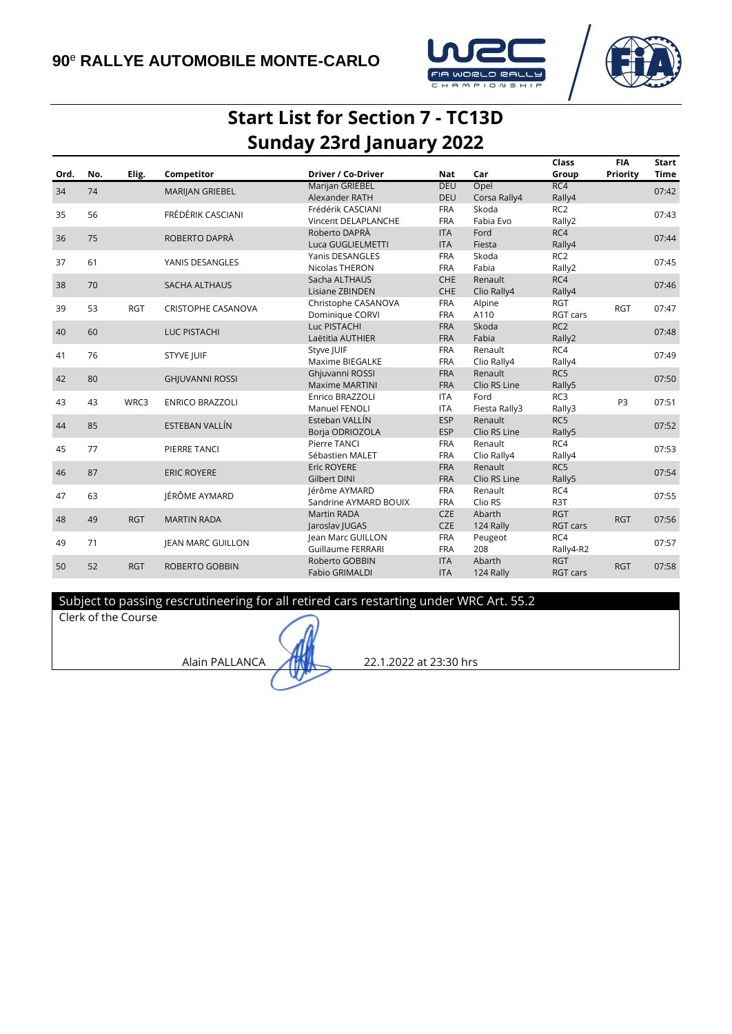**90[e] RALLYE AUTOMOBILE MONTE-CARLO**

# Start List for Section 7 - TC13D
## Sunday 23rd January 2022

| Ord. | No. | Elig. | Competitor | Driver / Co-Driver | Nat | Car | Class Group | FIA Priority | Start Time |
|---|---|---|---|---|---|---|---|---|---|
| 34 | 74 | | MARIJAN GRIEBEL | Marijan GRIEBEL<br>Alexander RATH | DEU<br>DEU | Opel<br>Corsa Rally4 | RC4<br>Rally4 | | 07:42 |
| 35 | 56 | | FRÉDÉRIK CASCIANI | Frédérik CASCIANI<br>Vincent DELAPLANCHE | FRA<br>FRA | Skoda<br>Fabia Evo | RC2<br>Rally2 | | 07:43 |
| 36 | 75 | | ROBERTO DAPRÀ | Roberto DAPRÀ<br>Luca GUGLIELMETTI | ITA<br>ITA | Ford<br>Fiesta | RC4<br>Rally4 | | 07:44 |
| 37 | 61 | | YANIS DESANGLES | Yanis DESANGLES<br>Nicolas THERON | FRA<br>FRA | Skoda<br>Fabia | RC2<br>Rally2 | | 07:45 |
| 38 | 70 | | SACHA ALTHAUS | Sacha ALTHAUS<br>Lisiane ZBINDEN | CHE<br>CHE | Renault<br>Clio Rally4 | RC4<br>Rally4 | | 07:46 |
| 39 | 53 | RGT | CRISTOPHE CASANOVA | Christophe CASANOVA<br>Dominique CORVI | FRA<br>FRA | Alpine<br>A110 | RGT<br>RGT cars | RGT | 07:47 |
| 40 | 60 | | LUC PISTACHI | Luc PISTACHI<br>Laëtitia AUTHIER | FRA<br>FRA | Skoda<br>Fabia | RC2<br>Rally2 | | 07:48 |
| 41 | 76 | | STYVE JUIF | Styve JUIF<br>Maxime BIEGALKE | FRA<br>FRA | Renault<br>Clio Rally4 | RC4<br>Rally4 | | 07:49 |
| 42 | 80 | | GHJUVANNI ROSSI | Ghjuvanni ROSSI<br>Maxime MARTINI | FRA<br>FRA | Renault<br>Clio RS Line | RC5<br>Rally5 | | 07:50 |
| 43 | 43 | WRC3 | ENRICO BRAZZOLI | Enrico BRAZZOLI<br>Manuel FENOLI | ITA<br>ITA | Ford<br>Fiesta Rally3 | RC3<br>Rally3 | P3 | 07:51 |
| 44 | 85 | | ESTEBAN VALLÍN | Esteban VALLÍN<br>Borja ODRIOZOLA | ESP<br>ESP | Renault<br>Clio RS Line | RC5<br>Rally5 | | 07:52 |
| 45 | 77 | | PIERRE TANCI | Pierre TANCI<br>Sébastien MALET | FRA<br>FRA | Renault<br>Clio Rally4 | RC4<br>Rally4 | | 07:53 |
| 46 | 87 | | ERIC ROYERE | Eric ROYERE<br>Gilbert DINI | FRA<br>FRA | Renault<br>Clio RS Line | RC5<br>Rally5 | | 07:54 |
| 47 | 63 | | JÉRÔME AYMARD | Jérôme AYMARD<br>Sandrine AYMARD BOUIX | FRA<br>FRA | Renault<br>Clio RS | RC4<br>R3T | | 07:55 |
| 48 | 49 | RGT | MARTIN RADA | Martin RADA<br>Jaroslav JUGAS | CZE<br>CZE | Abarth<br>124 Rally | RGT<br>RGT cars | RGT | 07:56 |
| 49 | 71 | | JEAN MARC GUILLON | Jean Marc GUILLON<br>Guillaume FERRARI | FRA<br>FRA | Peugeot<br>208 | RC4<br>Rally4-R2 | | 07:57 |
| 50 | 52 | RGT | ROBERTO GOBBIN | Roberto GOBBIN<br>Fabio GRIMALDI | ITA<br>ITA | Abarth<br>124 Rally | RGT<br>RGT cars | RGT | 07:58 |

Subject to passing rescrutineering for all retired cars restarting under WRC Art. 55.2

Clerk of the Course

Alain PALLANCA

22.1.2022 at 23:30 hrs